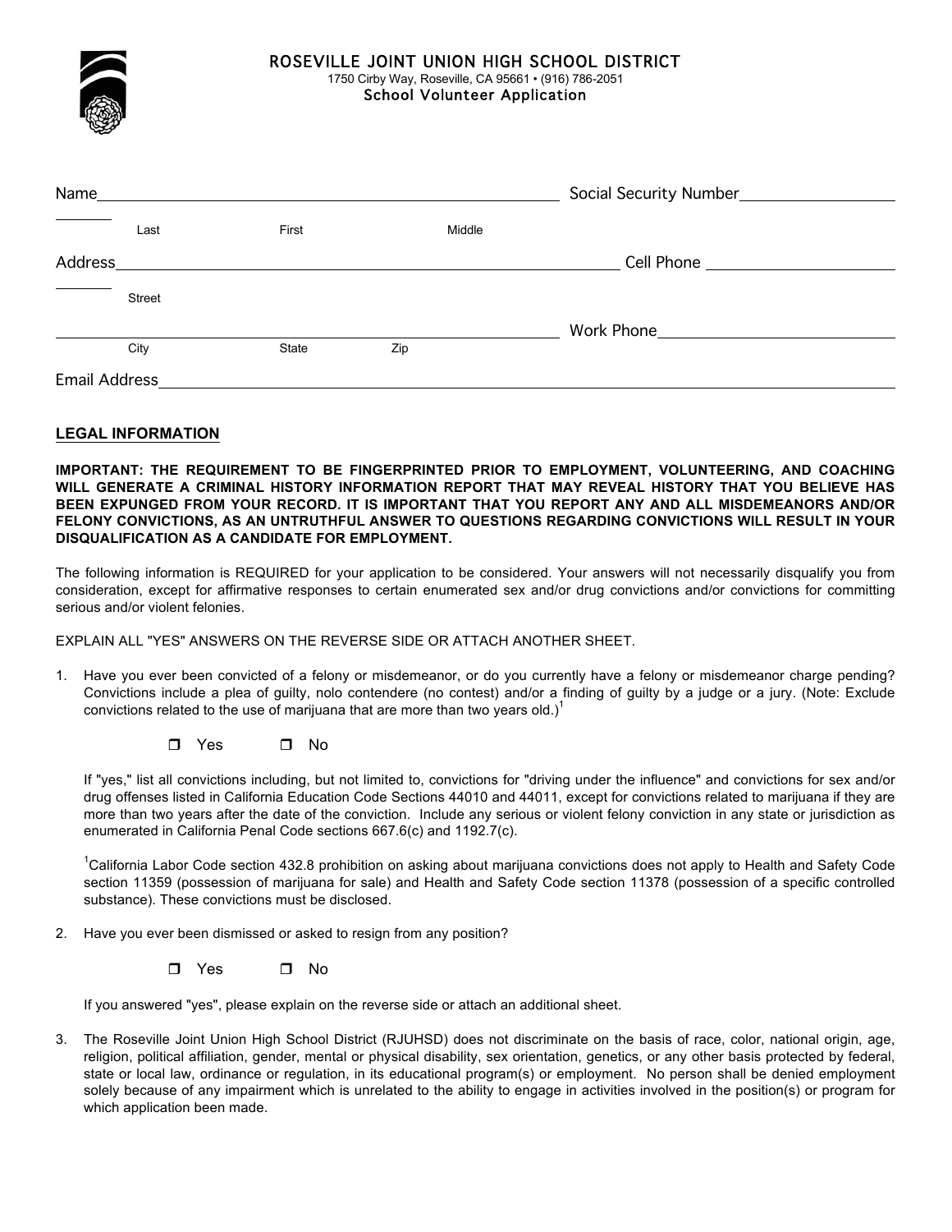# ROSEVILLE JOINT UNION HIGH SCHOOL DISTRICT

1750 Cirby Way, Roseville, CA 95661 • (916) 786-2051

## School Volunteer Application

Name ______________________________________________ Social Security Number ________________

Last First Middle

Address ______________________________________________ Cell Phone ________________

Street

______________________________________________ Work Phone ________________

City State Zip

Email Address ______________________________________________

**LEGAL INFORMATION**

**IMPORTANT: THE REQUIREMENT TO BE FINGERPRINTED PRIOR TO EMPLOYMENT, VOLUNTEERING, AND COACHING WILL GENERATE A CRIMINAL HISTORY INFORMATION REPORT THAT MAY REVEAL HISTORY THAT YOU BELIEVE HAS BEEN EXPUNGED FROM YOUR RECORD. IT IS IMPORTANT THAT YOU REPORT ANY AND ALL MISDEMEANORS AND/OR FELONY CONVICTIONS, AS AN UNTRUTHFUL ANSWER TO QUESTIONS REGARDING CONVICTIONS WILL RESULT IN YOUR DISQUALIFICATION AS A CANDIDATE FOR EMPLOYMENT.**

The following information is REQUIRED for your application to be considered. Your answers will not necessarily disqualify you from consideration, except for affirmative responses to certain enumerated sex and/or drug convictions and/or convictions for committing serious and/or violent felonies.

EXPLAIN ALL "YES" ANSWERS ON THE REVERSE SIDE OR ATTACH ANOTHER SHEET.

1. Have you ever been convicted of a felony or misdemeanor, or do you currently have a felony or misdemeanor charge pending? Convictions include a plea of guilty, nolo contendere (no contest) and/or a finding of guilty by a judge or a jury. (Note: Exclude convictions related to the use of marijuana that are more than two years old.)[1]

   ☐ Yes ☐ No

   If "yes," list all convictions including, but not limited to, convictions for "driving under the influence" and convictions for sex and/or drug offenses listed in California Education Code Sections 44010 and 44011, except for convictions related to marijuana if they are more than two years after the date of the conviction. Include any serious or violent felony conviction in any state or jurisdiction as enumerated in California Penal Code sections 667.6(c) and 1192.7(c).

   [1]California Labor Code section 432.8 prohibition on asking about marijuana convictions does not apply to Health and Safety Code section 11359 (possession of marijuana for sale) and Health and Safety Code section 11378 (possession of a specific controlled substance). These convictions must be disclosed.

2. Have you ever been dismissed or asked to resign from any position?

   ☐ Yes ☐ No

   If you answered "yes", please explain on the reverse side or attach an additional sheet.

3. The Roseville Joint Union High School District (RJUHSD) does not discriminate on the basis of race, color, national origin, age, religion, political affiliation, gender, mental or physical disability, sex orientation, genetics, or any other basis protected by federal, state or local law, ordinance or regulation, in its educational program(s) or employment. No person shall be denied employment solely because of any impairment which is unrelated to the ability to engage in activities involved in the position(s) or program for which application been made.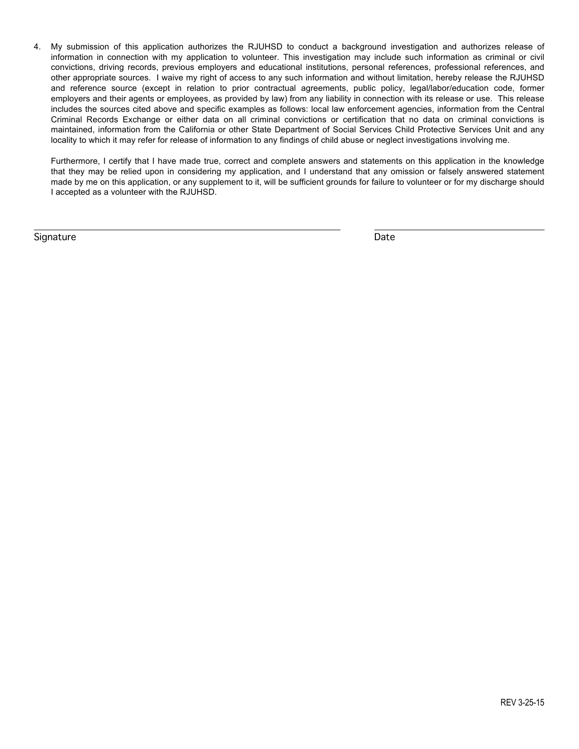4. My submission of this application authorizes the RJUHSD to conduct a background investigation and authorizes release of information in connection with my application to volunteer. This investigation may include such information as criminal or civil convictions, driving records, previous employers and educational institutions, personal references, professional references, and other appropriate sources. I waive my right of access to any such information and without limitation, hereby release the RJUHSD and reference source (except in relation to prior contractual agreements, public policy, legal/labor/education code, former employers and their agents or employees, as provided by law) from any liability in connection with its release or use. This release includes the sources cited above and specific examples as follows: local law enforcement agencies, information from the Central Criminal Records Exchange or either data on all criminal convictions or certification that no data on criminal convictions is maintained, information from the California or other State Department of Social Services Child Protective Services Unit and any locality to which it may refer for release of information to any findings of child abuse or neglect investigations involving me.

   Furthermore, I certify that I have made true, correct and complete answers and statements on this application in the knowledge that they may be relied upon in considering my application, and I understand that any omission or falsely answered statement made by me on this application, or any supplement to it, will be sufficient grounds for failure to volunteer or for my discharge should I accepted as a volunteer with the RJUHSD.

Signature ____________________________________________ Date ____________________

REV 3-25-15